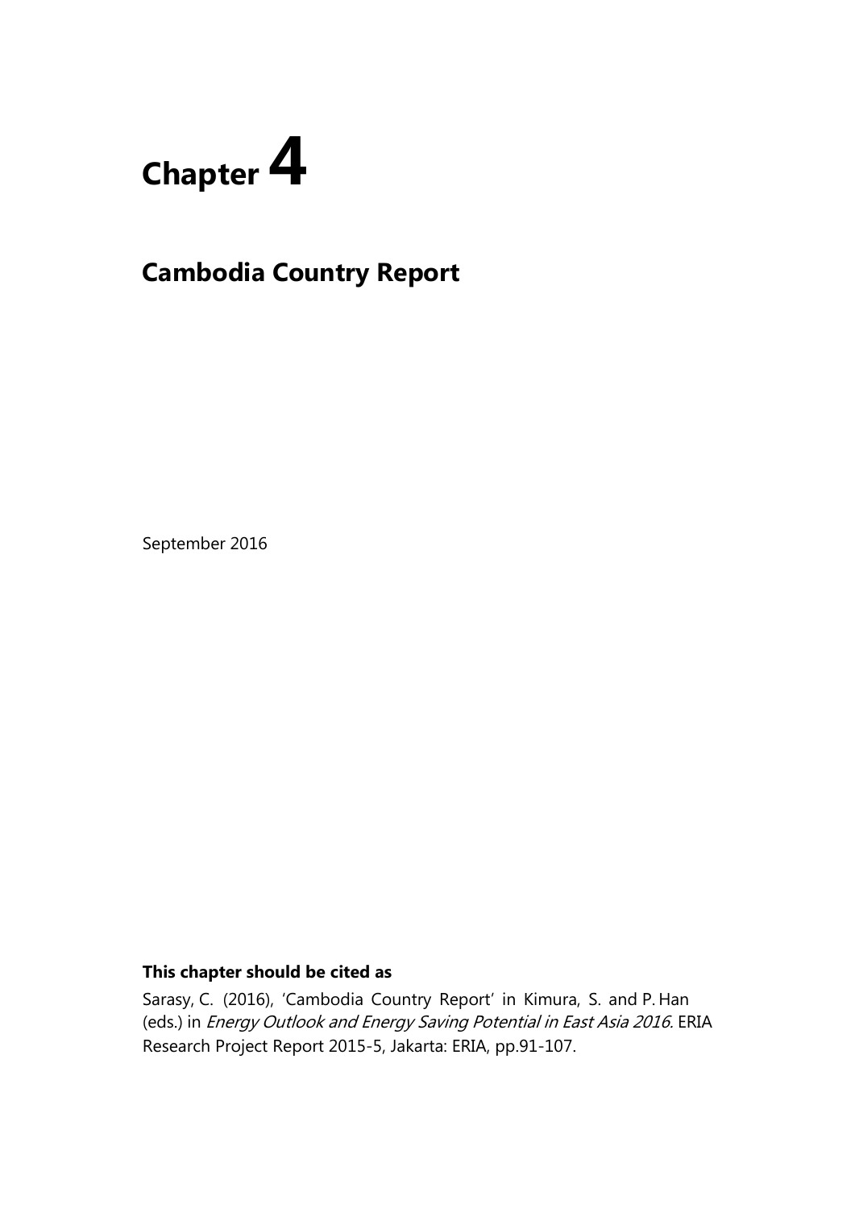# Chapter 4

## Cambodia Country Report

September 2016

**This chapter should be cited as**

Sarasy, C. (2016), 'Cambodia Country Report' in Kimura, S. and P. Han (eds.) in *Energy Outlook and Energy Saving Potential in East Asia 2016.* ERIA Research Project Report 2015-5, Jakarta: ERIA, pp.91-107.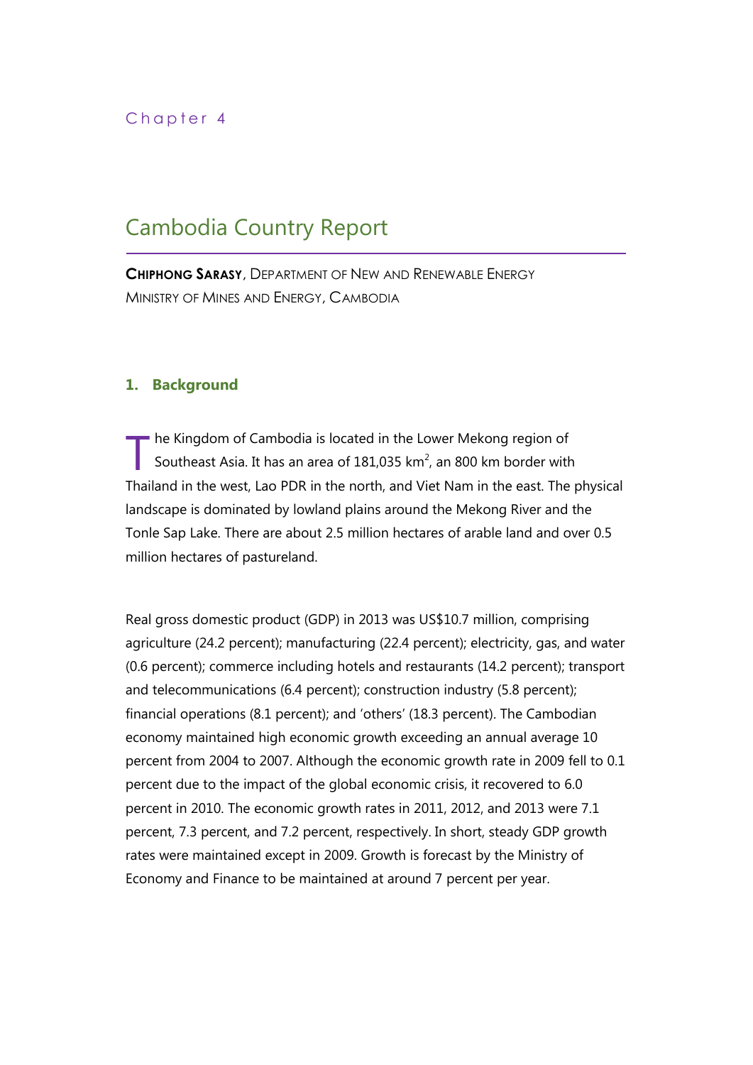Chapter 4

# Cambodia Country Report

**CHIPHONG SARASY**, DEPARTMENT OF NEW AND RENEWABLE ENERGY
MINISTRY OF MINES AND ENERGY, CAMBODIA

## 1. Background

The Kingdom of Cambodia is located in the Lower Mekong region of Southeast Asia. It has an area of 181,035 km$^2$, an 800 km border with Thailand in the west, Lao PDR in the north, and Viet Nam in the east. The physical landscape is dominated by lowland plains around the Mekong River and the Tonle Sap Lake. There are about 2.5 million hectares of arable land and over 0.5 million hectares of pastureland.

Real gross domestic product (GDP) in 2013 was US$10.7 million, comprising agriculture (24.2 percent); manufacturing (22.4 percent); electricity, gas, and water (0.6 percent); commerce including hotels and restaurants (14.2 percent); transport and telecommunications (6.4 percent); construction industry (5.8 percent); financial operations (8.1 percent); and 'others' (18.3 percent). The Cambodian economy maintained high economic growth exceeding an annual average 10 percent from 2004 to 2007. Although the economic growth rate in 2009 fell to 0.1 percent due to the impact of the global economic crisis, it recovered to 6.0 percent in 2010. The economic growth rates in 2011, 2012, and 2013 were 7.1 percent, 7.3 percent, and 7.2 percent, respectively. In short, steady GDP growth rates were maintained except in 2009. Growth is forecast by the Ministry of Economy and Finance to be maintained at around 7 percent per year.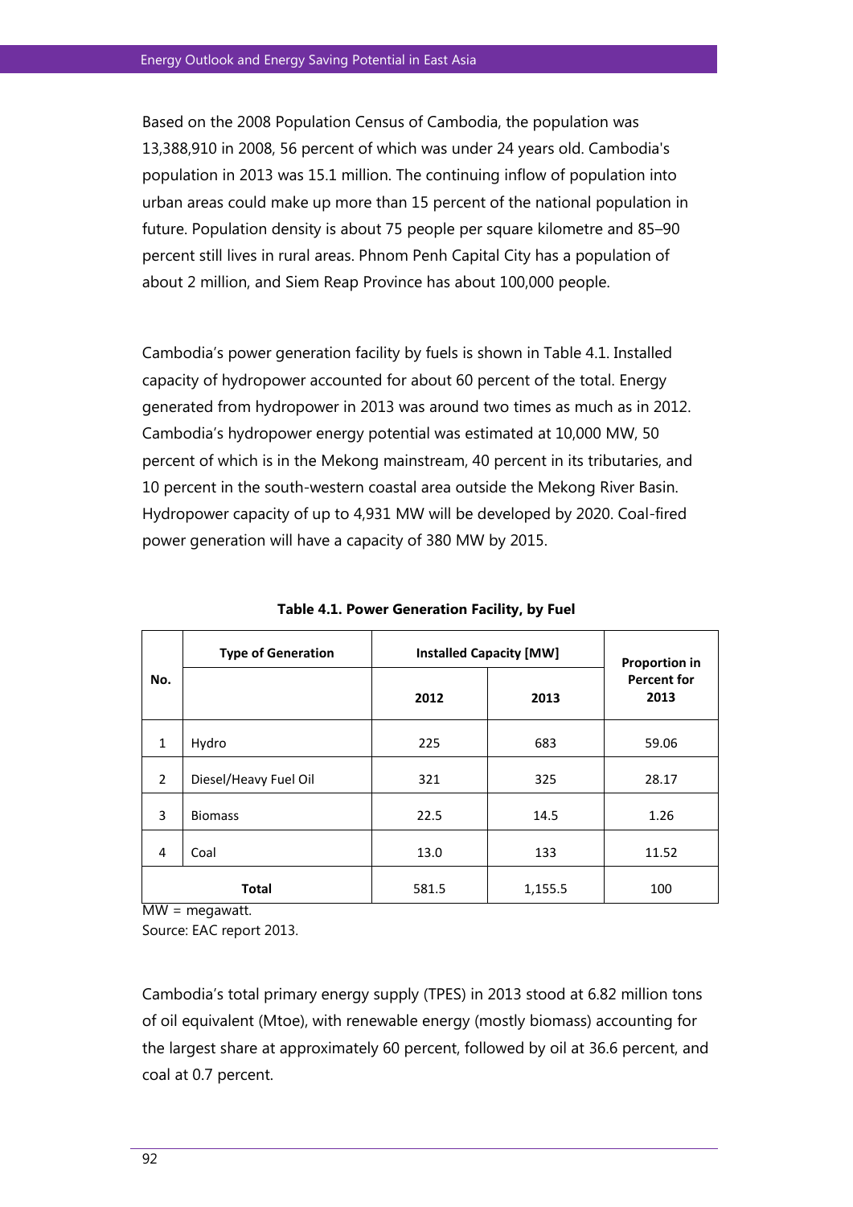Based on the 2008 Population Census of Cambodia, the population was 13,388,910 in 2008, 56 percent of which was under 24 years old. Cambodia's population in 2013 was 15.1 million. The continuing inflow of population into urban areas could make up more than 15 percent of the national population in future. Population density is about 75 people per square kilometre and 85–90 percent still lives in rural areas. Phnom Penh Capital City has a population of about 2 million, and Siem Reap Province has about 100,000 people.

Cambodia's power generation facility by fuels is shown in Table 4.1. Installed capacity of hydropower accounted for about 60 percent of the total. Energy generated from hydropower in 2013 was around two times as much as in 2012. Cambodia's hydropower energy potential was estimated at 10,000 MW, 50 percent of which is in the Mekong mainstream, 40 percent in its tributaries, and 10 percent in the south-western coastal area outside the Mekong River Basin. Hydropower capacity of up to 4,931 MW will be developed by 2020. Coal-fired power generation will have a capacity of 380 MW by 2015.

**Table 4.1. Power Generation Facility, by Fuel**

| No. | Type of Generation | Installed Capacity [MW] | | Proportion in Percent for 2013 |
|---|---|---|---|---|
| | | 2012 | 2013 | |
| 1 | Hydro | 225 | 683 | 59.06 |
| 2 | Diesel/Heavy Fuel Oil | 321 | 325 | 28.17 |
| 3 | Biomass | 22.5 | 14.5 | 1.26 |
| 4 | Coal | 13.0 | 133 | 11.52 |
| **Total** | | 581.5 | 1,155.5 | 100 |

MW = megawatt.

Source: EAC report 2013.

Cambodia's total primary energy supply (TPES) in 2013 stood at 6.82 million tons of oil equivalent (Mtoe), with renewable energy (mostly biomass) accounting for the largest share at approximately 60 percent, followed by oil at 36.6 percent, and coal at 0.7 percent.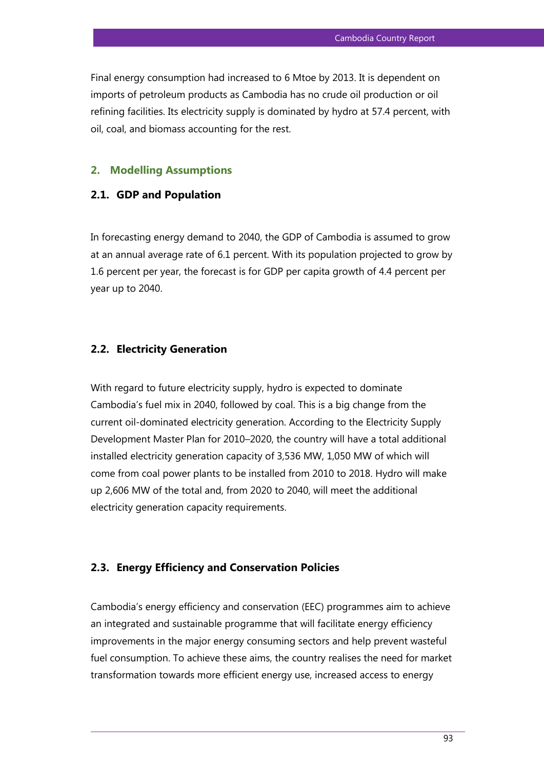Final energy consumption had increased to 6 Mtoe by 2013. It is dependent on imports of petroleum products as Cambodia has no crude oil production or oil refining facilities. Its electricity supply is dominated by hydro at 57.4 percent, with oil, coal, and biomass accounting for the rest.

## 2. Modelling Assumptions

### 2.1. GDP and Population

In forecasting energy demand to 2040, the GDP of Cambodia is assumed to grow at an annual average rate of 6.1 percent. With its population projected to grow by 1.6 percent per year, the forecast is for GDP per capita growth of 4.4 percent per year up to 2040.

### 2.2. Electricity Generation

With regard to future electricity supply, hydro is expected to dominate Cambodia's fuel mix in 2040, followed by coal. This is a big change from the current oil-dominated electricity generation. According to the Electricity Supply Development Master Plan for 2010–2020, the country will have a total additional installed electricity generation capacity of 3,536 MW, 1,050 MW of which will come from coal power plants to be installed from 2010 to 2018. Hydro will make up 2,606 MW of the total and, from 2020 to 2040, will meet the additional electricity generation capacity requirements.

### 2.3. Energy Efficiency and Conservation Policies

Cambodia's energy efficiency and conservation (EEC) programmes aim to achieve an integrated and sustainable programme that will facilitate energy efficiency improvements in the major energy consuming sectors and help prevent wasteful fuel consumption. To achieve these aims, the country realises the need for market transformation towards more efficient energy use, increased access to energy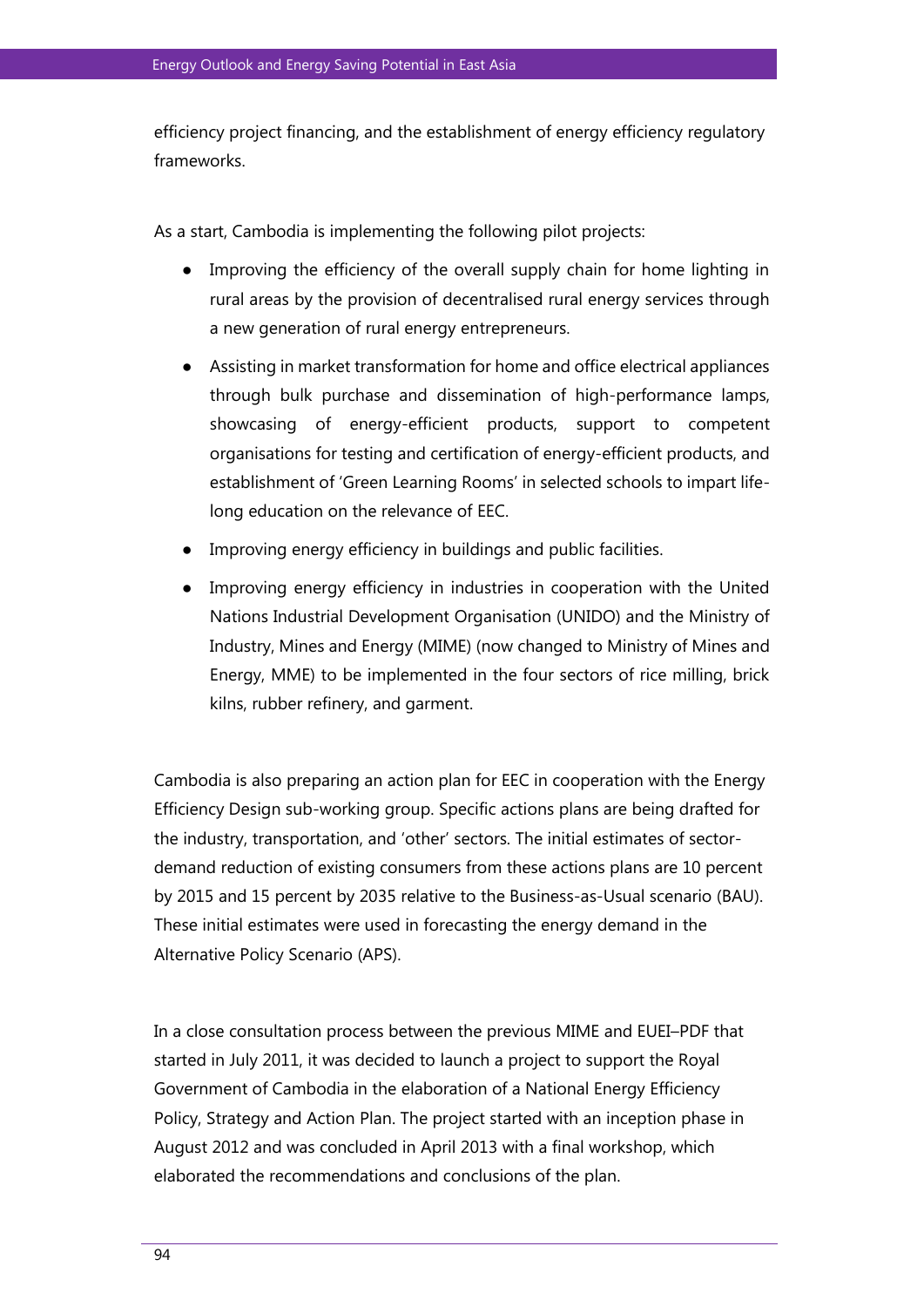efficiency project financing, and the establishment of energy efficiency regulatory frameworks.

As a start, Cambodia is implementing the following pilot projects:

- Improving the efficiency of the overall supply chain for home lighting in rural areas by the provision of decentralised rural energy services through a new generation of rural energy entrepreneurs.
- Assisting in market transformation for home and office electrical appliances through bulk purchase and dissemination of high-performance lamps, showcasing of energy-efficient products, support to competent organisations for testing and certification of energy-efficient products, and establishment of 'Green Learning Rooms' in selected schools to impart life-long education on the relevance of EEC.
- Improving energy efficiency in buildings and public facilities.
- Improving energy efficiency in industries in cooperation with the United Nations Industrial Development Organisation (UNIDO) and the Ministry of Industry, Mines and Energy (MIME) (now changed to Ministry of Mines and Energy, MME) to be implemented in the four sectors of rice milling, brick kilns, rubber refinery, and garment.

Cambodia is also preparing an action plan for EEC in cooperation with the Energy Efficiency Design sub-working group. Specific actions plans are being drafted for the industry, transportation, and 'other' sectors. The initial estimates of sector-demand reduction of existing consumers from these actions plans are 10 percent by 2015 and 15 percent by 2035 relative to the Business-as-Usual scenario (BAU). These initial estimates were used in forecasting the energy demand in the Alternative Policy Scenario (APS).

In a close consultation process between the previous MIME and EUEI–PDF that started in July 2011, it was decided to launch a project to support the Royal Government of Cambodia in the elaboration of a National Energy Efficiency Policy, Strategy and Action Plan. The project started with an inception phase in August 2012 and was concluded in April 2013 with a final workshop, which elaborated the recommendations and conclusions of the plan.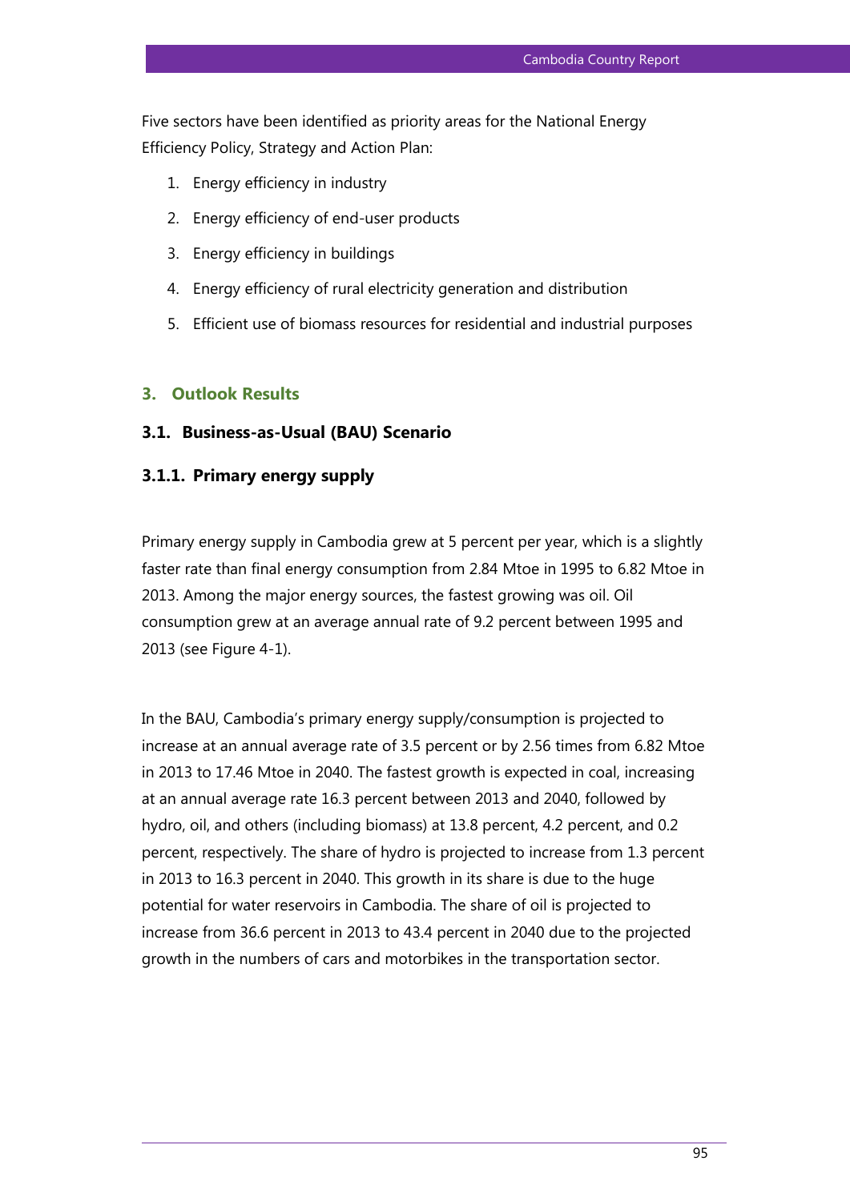Five sectors have been identified as priority areas for the National Energy Efficiency Policy, Strategy and Action Plan:

1. Energy efficiency in industry
2. Energy efficiency of end-user products
3. Energy efficiency in buildings
4. Energy efficiency of rural electricity generation and distribution
5. Efficient use of biomass resources for residential and industrial purposes

## 3. Outlook Results

### 3.1. Business-as-Usual (BAU) Scenario

#### 3.1.1. Primary energy supply

Primary energy supply in Cambodia grew at 5 percent per year, which is a slightly faster rate than final energy consumption from 2.84 Mtoe in 1995 to 6.82 Mtoe in 2013. Among the major energy sources, the fastest growing was oil. Oil consumption grew at an average annual rate of 9.2 percent between 1995 and 2013 (see Figure 4-1).

In the BAU, Cambodia's primary energy supply/consumption is projected to increase at an annual average rate of 3.5 percent or by 2.56 times from 6.82 Mtoe in 2013 to 17.46 Mtoe in 2040. The fastest growth is expected in coal, increasing at an annual average rate 16.3 percent between 2013 and 2040, followed by hydro, oil, and others (including biomass) at 13.8 percent, 4.2 percent, and 0.2 percent, respectively. The share of hydro is projected to increase from 1.3 percent in 2013 to 16.3 percent in 2040. This growth in its share is due to the huge potential for water reservoirs in Cambodia. The share of oil is projected to increase from 36.6 percent in 2013 to 43.4 percent in 2040 due to the projected growth in the numbers of cars and motorbikes in the transportation sector.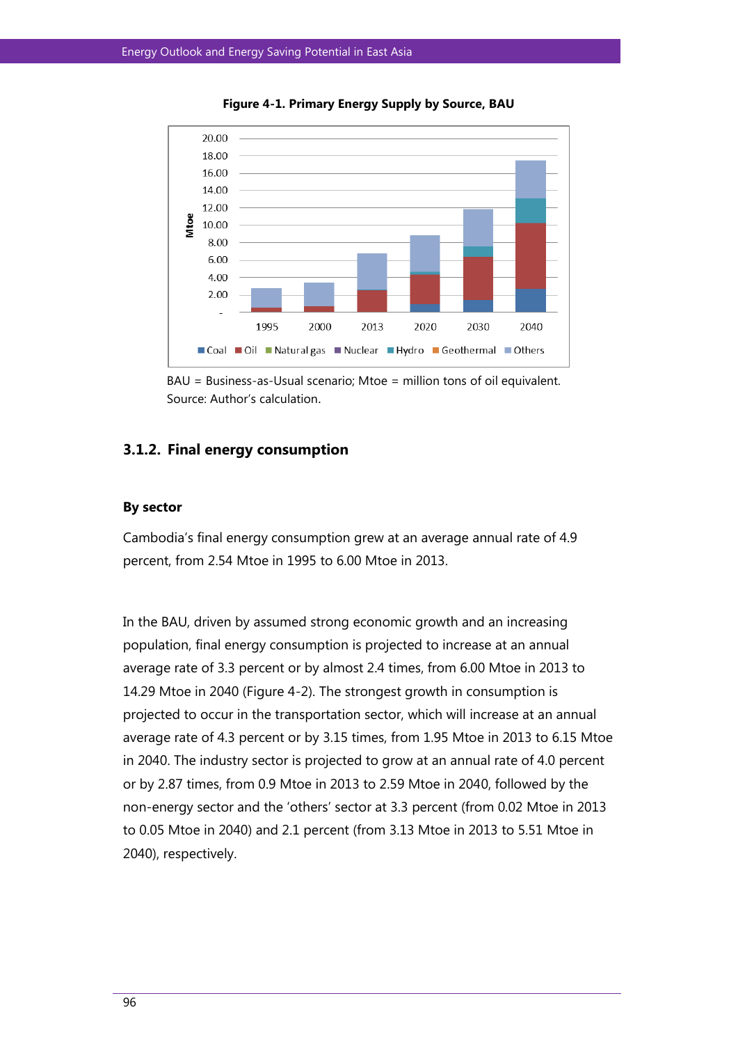**Figure 4-1. Primary Energy Supply by Source, BAU**

BAU = Business-as-Usual scenario; Mtoe = million tons of oil equivalent.
Source: Author's calculation.

### 3.1.2. Final energy consumption

#### By sector

Cambodia's final energy consumption grew at an average annual rate of 4.9 percent, from 2.54 Mtoe in 1995 to 6.00 Mtoe in 2013.

In the BAU, driven by assumed strong economic growth and an increasing population, final energy consumption is projected to increase at an annual average rate of 3.3 percent or by almost 2.4 times, from 6.00 Mtoe in 2013 to 14.29 Mtoe in 2040 (Figure 4-2). The strongest growth in consumption is projected to occur in the transportation sector, which will increase at an annual average rate of 4.3 percent or by 3.15 times, from 1.95 Mtoe in 2013 to 6.15 Mtoe in 2040. The industry sector is projected to grow at an annual rate of 4.0 percent or by 2.87 times, from 0.9 Mtoe in 2013 to 2.59 Mtoe in 2040, followed by the non-energy sector and the 'others' sector at 3.3 percent (from 0.02 Mtoe in 2013 to 0.05 Mtoe in 2040) and 2.1 percent (from 3.13 Mtoe in 2013 to 5.51 Mtoe in 2040), respectively.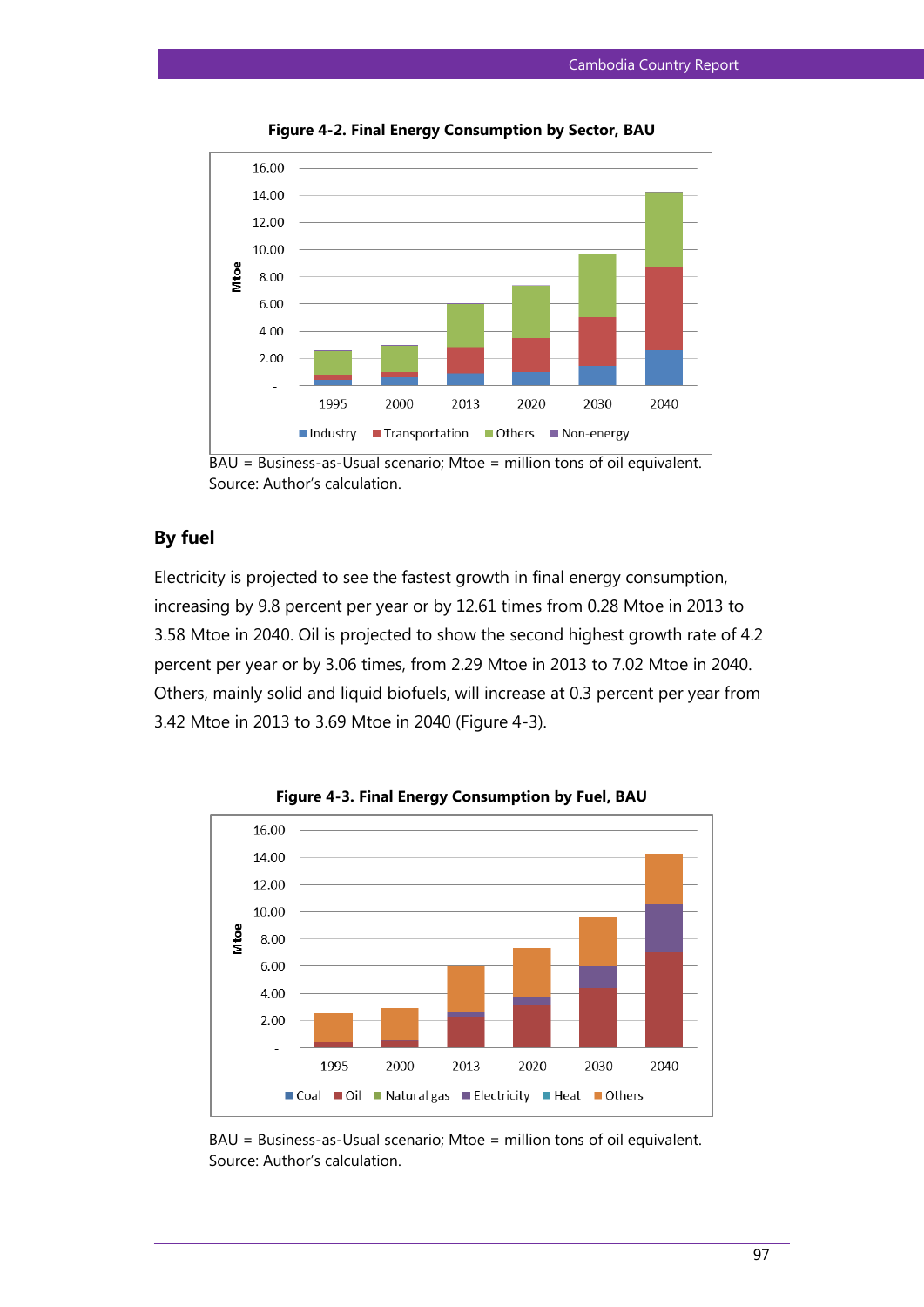**Figure 4-2. Final Energy Consumption by Sector, BAU**

BAU = Business-as-Usual scenario; Mtoe = million tons of oil equivalent.
Source: Author's calculation.

### By fuel

Electricity is projected to see the fastest growth in final energy consumption, increasing by 9.8 percent per year or by 12.61 times from 0.28 Mtoe in 2013 to 3.58 Mtoe in 2040. Oil is projected to show the second highest growth rate of 4.2 percent per year or by 3.06 times, from 2.29 Mtoe in 2013 to 7.02 Mtoe in 2040. Others, mainly solid and liquid biofuels, will increase at 0.3 percent per year from 3.42 Mtoe in 2013 to 3.69 Mtoe in 2040 (Figure 4-3).

**Figure 4-3. Final Energy Consumption by Fuel, BAU**

BAU = Business-as-Usual scenario; Mtoe = million tons of oil equivalent.
Source: Author's calculation.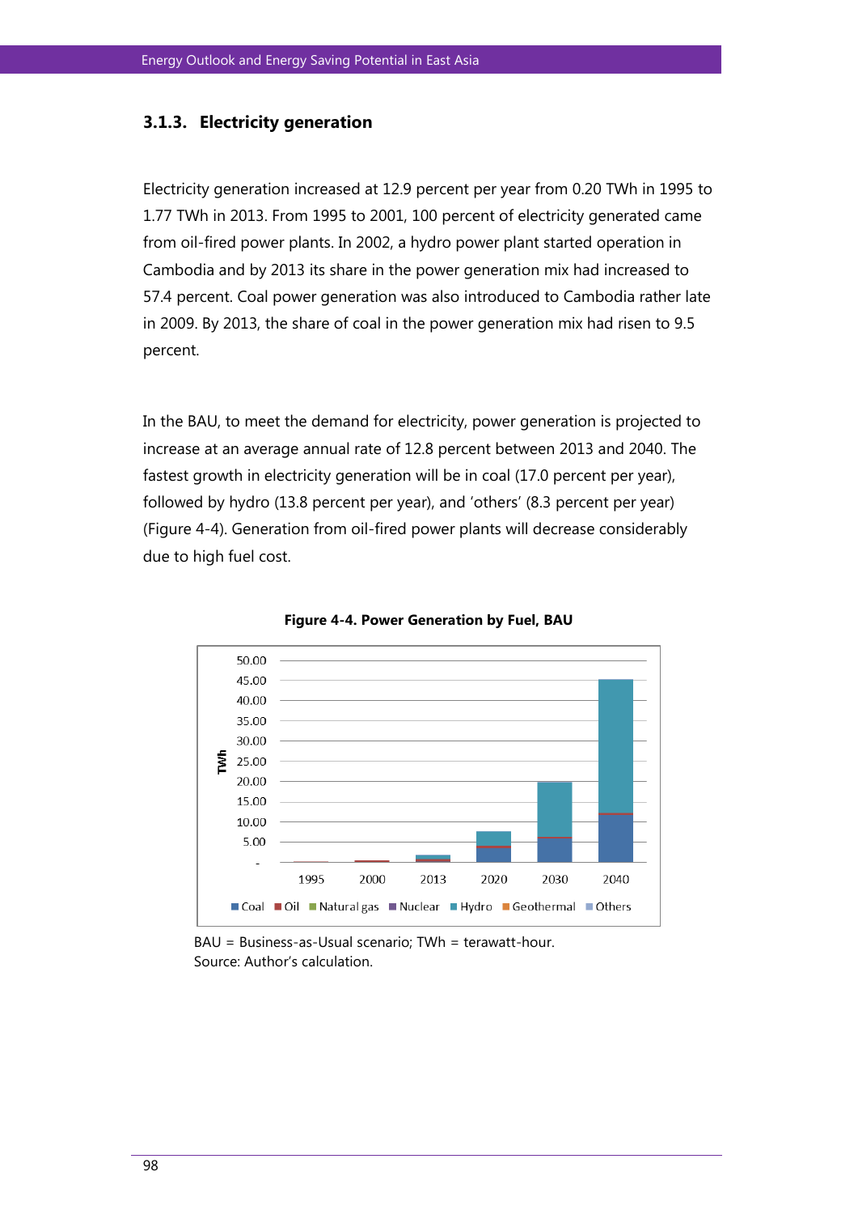### 3.1.3. Electricity generation

Electricity generation increased at 12.9 percent per year from 0.20 TWh in 1995 to 1.77 TWh in 2013. From 1995 to 2001, 100 percent of electricity generated came from oil-fired power plants. In 2002, a hydro power plant started operation in Cambodia and by 2013 its share in the power generation mix had increased to 57.4 percent. Coal power generation was also introduced to Cambodia rather late in 2009. By 2013, the share of coal in the power generation mix had risen to 9.5 percent.

In the BAU, to meet the demand for electricity, power generation is projected to increase at an average annual rate of 12.8 percent between 2013 and 2040. The fastest growth in electricity generation will be in coal (17.0 percent per year), followed by hydro (13.8 percent per year), and 'others' (8.3 percent per year) (Figure 4-4). Generation from oil-fired power plants will decrease considerably due to high fuel cost.

**Figure 4-4. Power Generation by Fuel, BAU**

BAU = Business-as-Usual scenario; TWh = terawatt-hour.
Source: Author's calculation.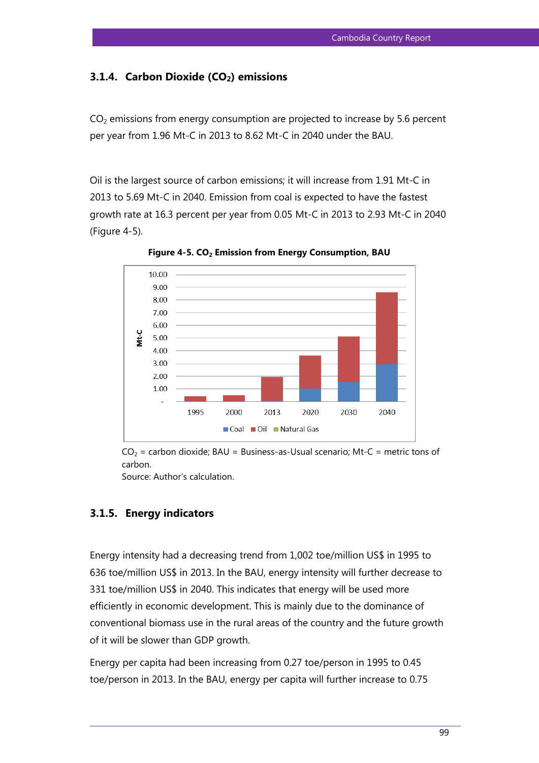### 3.1.4. Carbon Dioxide ($CO_2$) emissions

$CO_2$ emissions from energy consumption are projected to increase by 5.6 percent per year from 1.96 Mt-C in 2013 to 8.62 Mt-C in 2040 under the BAU.

Oil is the largest source of carbon emissions; it will increase from 1.91 Mt-C in 2013 to 5.69 Mt-C in 2040. Emission from coal is expected to have the fastest growth rate at 16.3 percent per year from 0.05 Mt-C in 2013 to 2.93 Mt-C in 2040 (Figure 4-5).

**Figure 4-5. $CO_2$ Emission from Energy Consumption, BAU**

$CO_2$ = carbon dioxide; BAU = Business-as-Usual scenario; Mt-C = metric tons of carbon.

Source: Author's calculation.

### 3.1.5. Energy indicators

Energy intensity had a decreasing trend from 1,002 toe/million US$ in 1995 to 636 toe/million US$ in 2013. In the BAU, energy intensity will further decrease to 331 toe/million US$ in 2040. This indicates that energy will be used more efficiently in economic development. This is mainly due to the dominance of conventional biomass use in the rural areas of the country and the future growth of it will be slower than GDP growth.

Energy per capita had been increasing from 0.27 toe/person in 1995 to 0.45 toe/person in 2013. In the BAU, energy per capita will further increase to 0.75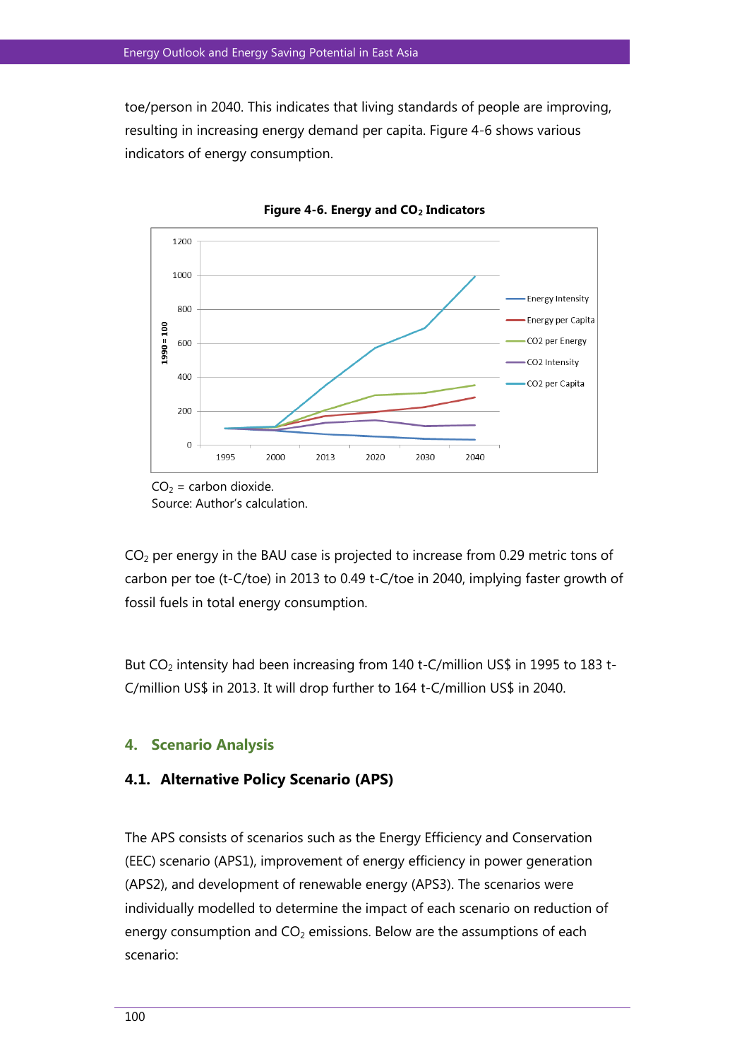toe/person in 2040. This indicates that living standards of people are improving, resulting in increasing energy demand per capita. Figure 4-6 shows various indicators of energy consumption.

**Figure 4-6. Energy and $CO_2$ Indicators**

$CO_2$ = carbon dioxide.
Source: Author's calculation.

$CO_2$ per energy in the BAU case is projected to increase from 0.29 metric tons of carbon per toe (t-C/toe) in 2013 to 0.49 t-C/toe in 2040, implying faster growth of fossil fuels in total energy consumption.

But $CO_2$ intensity had been increasing from 140 t-C/million US$ in 1995 to 183 t-C/million US$ in 2013. It will drop further to 164 t-C/million US$ in 2040.

## 4. Scenario Analysis

### 4.1. Alternative Policy Scenario (APS)

The APS consists of scenarios such as the Energy Efficiency and Conservation (EEC) scenario (APS1), improvement of energy efficiency in power generation (APS2), and development of renewable energy (APS3). The scenarios were individually modelled to determine the impact of each scenario on reduction of energy consumption and $CO_2$ emissions. Below are the assumptions of each scenario: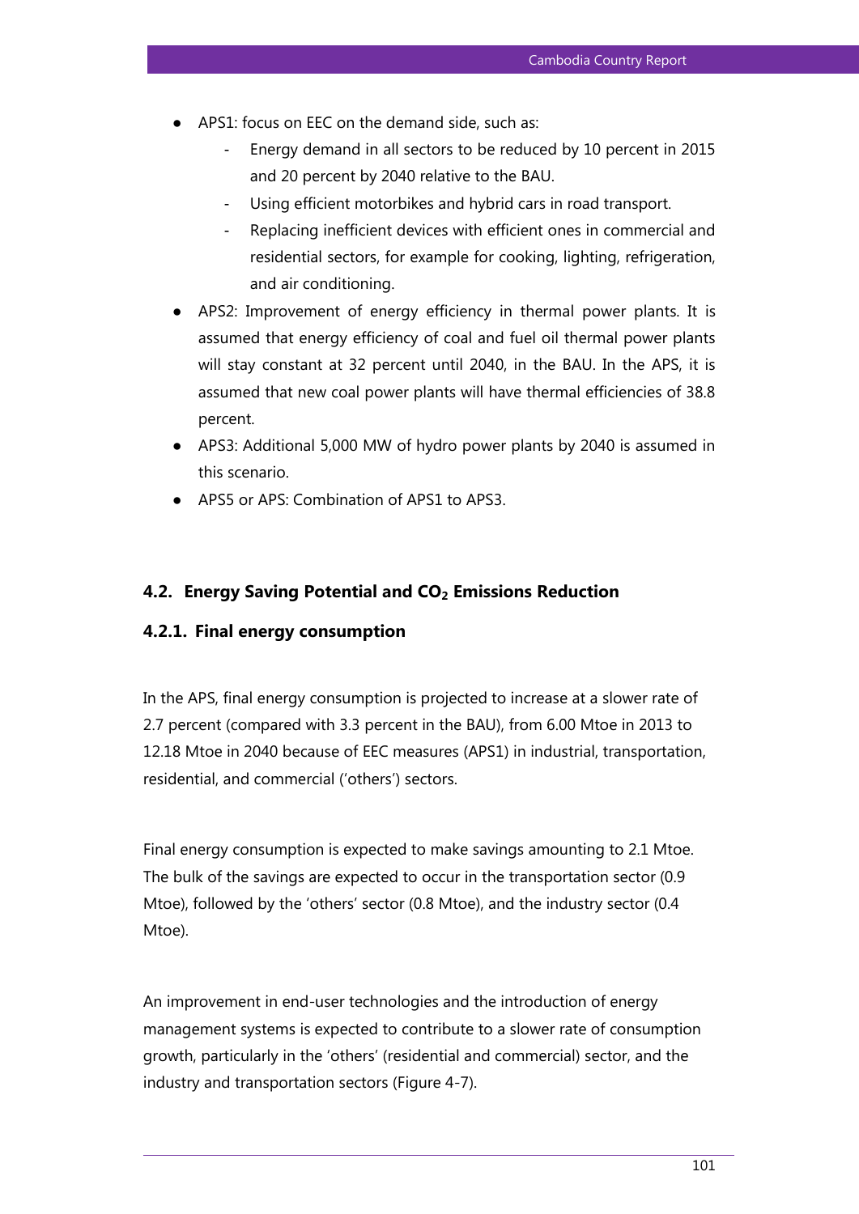- APS1: focus on EEC on the demand side, such as:
    - Energy demand in all sectors to be reduced by 10 percent in 2015 and 20 percent by 2040 relative to the BAU.
    - Using efficient motorbikes and hybrid cars in road transport.
    - Replacing inefficient devices with efficient ones in commercial and residential sectors, for example for cooking, lighting, refrigeration, and air conditioning.
- APS2: Improvement of energy efficiency in thermal power plants. It is assumed that energy efficiency of coal and fuel oil thermal power plants will stay constant at 32 percent until 2040, in the BAU. In the APS, it is assumed that new coal power plants will have thermal efficiencies of 38.8 percent.
- APS3: Additional 5,000 MW of hydro power plants by 2040 is assumed in this scenario.
- APS5 or APS: Combination of APS1 to APS3.

## 4.2. Energy Saving Potential and $CO_2$ Emissions Reduction

### 4.2.1. Final energy consumption

In the APS, final energy consumption is projected to increase at a slower rate of 2.7 percent (compared with 3.3 percent in the BAU), from 6.00 Mtoe in 2013 to 12.18 Mtoe in 2040 because of EEC measures (APS1) in industrial, transportation, residential, and commercial ('others') sectors.

Final energy consumption is expected to make savings amounting to 2.1 Mtoe. The bulk of the savings are expected to occur in the transportation sector (0.9 Mtoe), followed by the 'others' sector (0.8 Mtoe), and the industry sector (0.4 Mtoe).

An improvement in end-user technologies and the introduction of energy management systems is expected to contribute to a slower rate of consumption growth, particularly in the 'others' (residential and commercial) sector, and the industry and transportation sectors (Figure 4-7).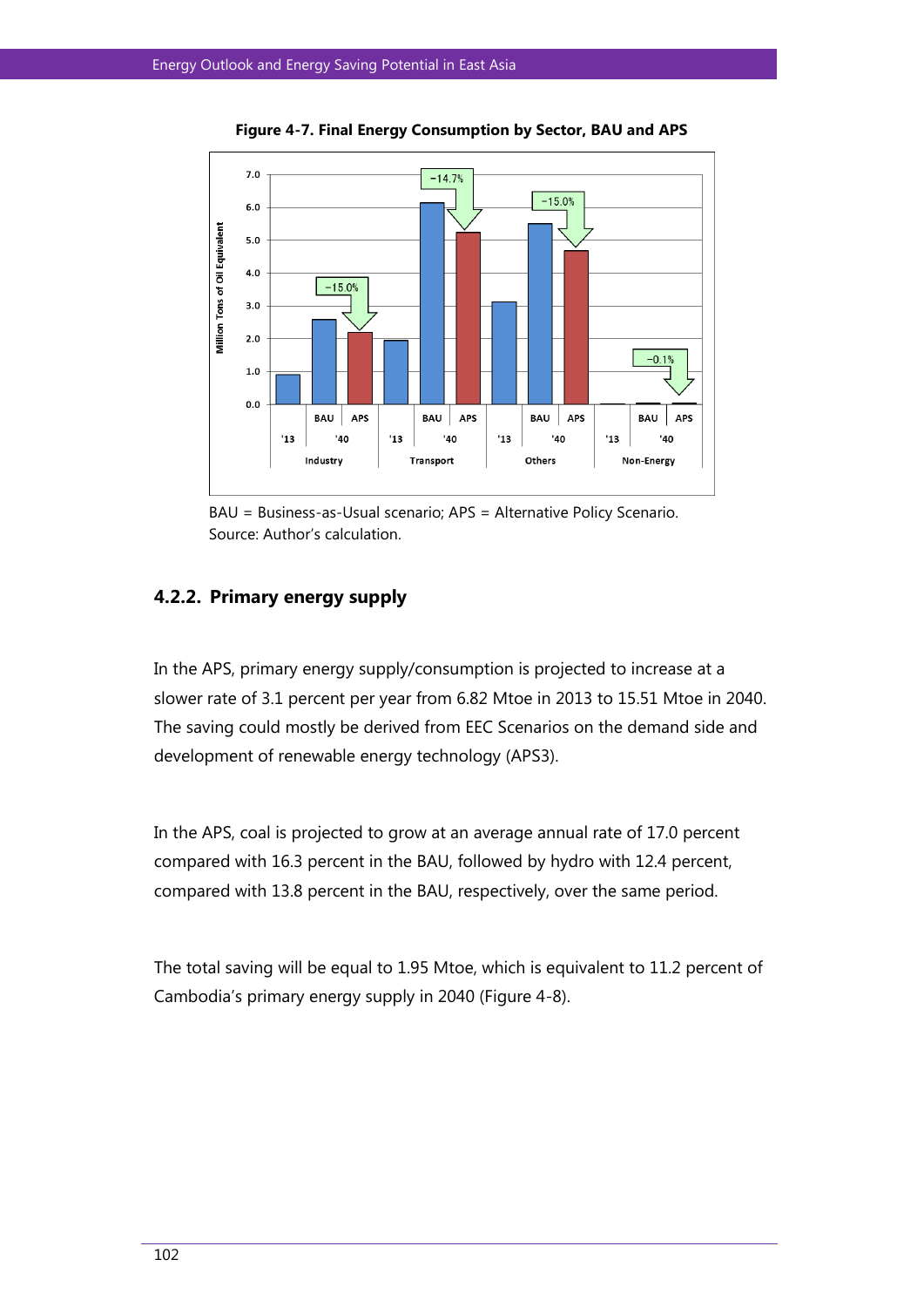**Figure 4-7. Final Energy Consumption by Sector, BAU and APS**

BAU = Business-as-Usual scenario; APS = Alternative Policy Scenario.
Source: Author's calculation.

### 4.2.2. Primary energy supply

In the APS, primary energy supply/consumption is projected to increase at a slower rate of 3.1 percent per year from 6.82 Mtoe in 2013 to 15.51 Mtoe in 2040. The saving could mostly be derived from EEC Scenarios on the demand side and development of renewable energy technology (APS3).

In the APS, coal is projected to grow at an average annual rate of 17.0 percent compared with 16.3 percent in the BAU, followed by hydro with 12.4 percent, compared with 13.8 percent in the BAU, respectively, over the same period.

The total saving will be equal to 1.95 Mtoe, which is equivalent to 11.2 percent of Cambodia's primary energy supply in 2040 (Figure 4-8).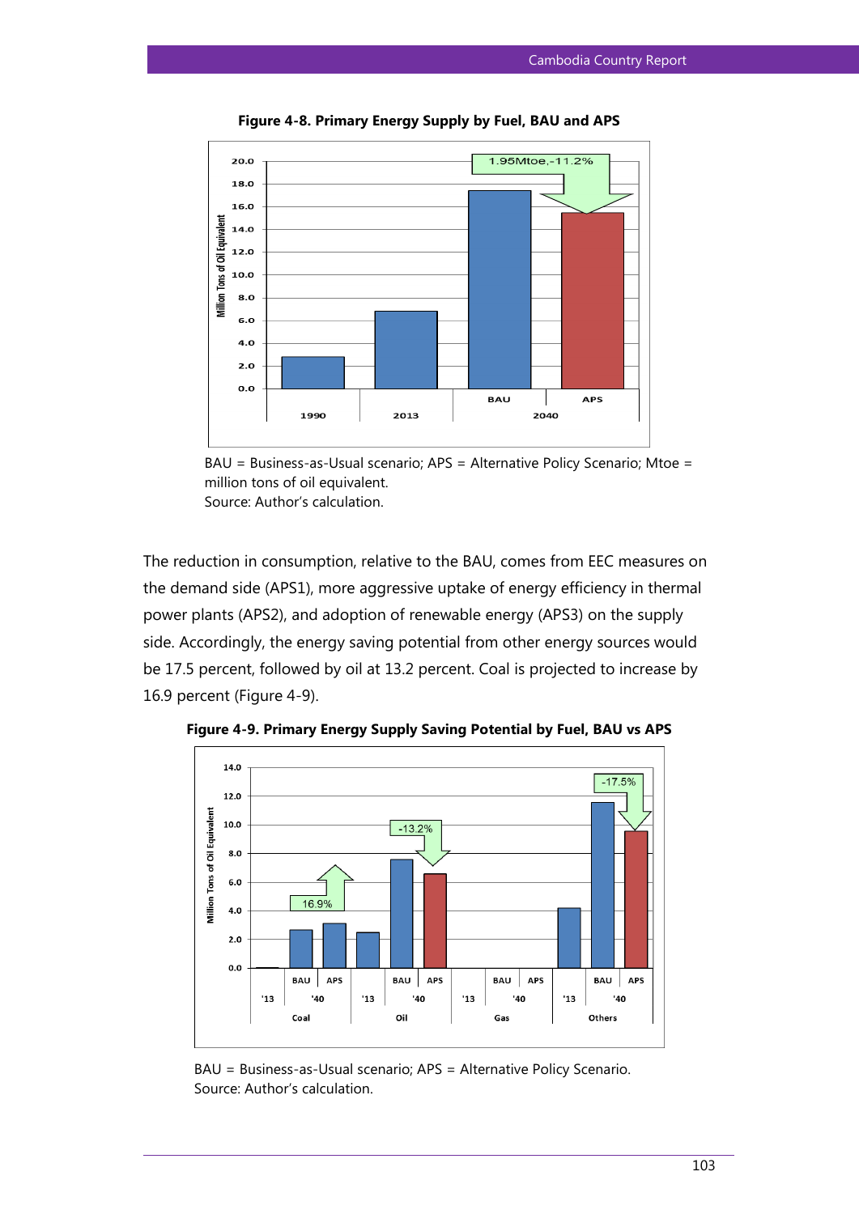**Figure 4-8. Primary Energy Supply by Fuel, BAU and APS**

BAU = Business-as-Usual scenario; APS = Alternative Policy Scenario; Mtoe = million tons of oil equivalent.
Source: Author's calculation.

The reduction in consumption, relative to the BAU, comes from EEC measures on the demand side (APS1), more aggressive uptake of energy efficiency in thermal power plants (APS2), and adoption of renewable energy (APS3) on the supply side. Accordingly, the energy saving potential from other energy sources would be 17.5 percent, followed by oil at 13.2 percent. Coal is projected to increase by 16.9 percent (Figure 4-9).

**Figure 4-9. Primary Energy Supply Saving Potential by Fuel, BAU vs APS**

BAU = Business-as-Usual scenario; APS = Alternative Policy Scenario.
Source: Author's calculation.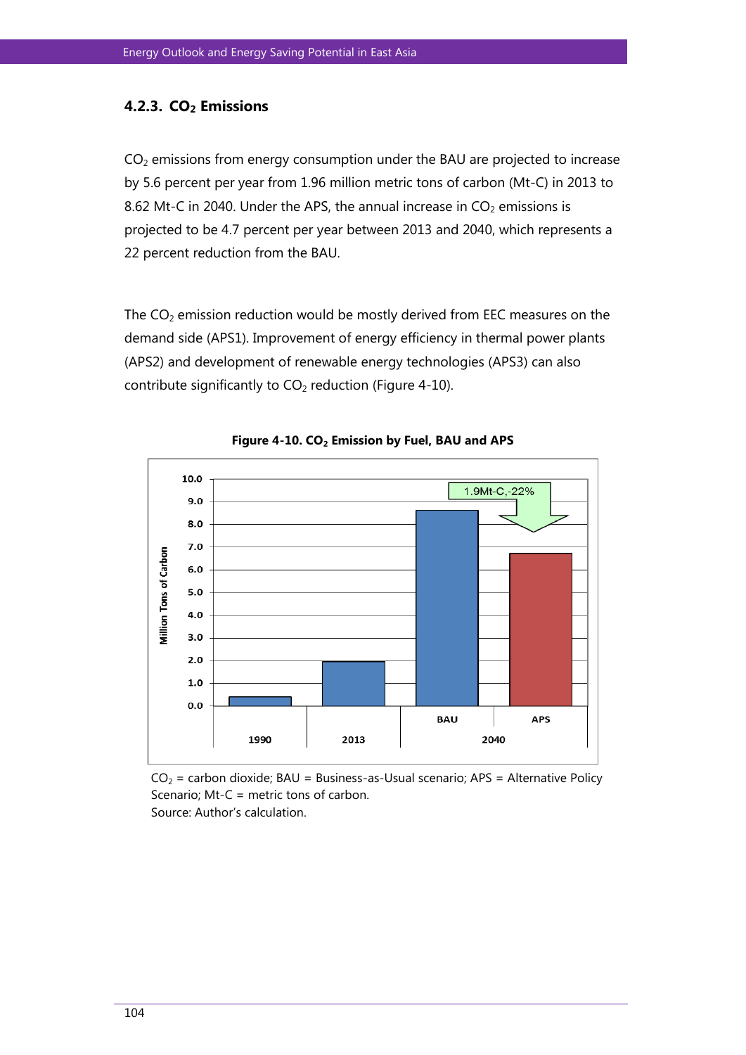### 4.2.3. $CO_2$ Emissions

$CO_2$ emissions from energy consumption under the BAU are projected to increase by 5.6 percent per year from 1.96 million metric tons of carbon (Mt-C) in 2013 to 8.62 Mt-C in 2040. Under the APS, the annual increase in $CO_2$ emissions is projected to be 4.7 percent per year between 2013 and 2040, which represents a 22 percent reduction from the BAU.

The $CO_2$ emission reduction would be mostly derived from EEC measures on the demand side (APS1). Improvement of energy efficiency in thermal power plants (APS2) and development of renewable energy technologies (APS3) can also contribute significantly to $CO_2$ reduction (Figure 4-10).

**Figure 4-10. $CO_2$ Emission by Fuel, BAU and APS**

$CO_2$ = carbon dioxide; BAU = Business-as-Usual scenario; APS = Alternative Policy Scenario; Mt-C = metric tons of carbon.
Source: Author's calculation.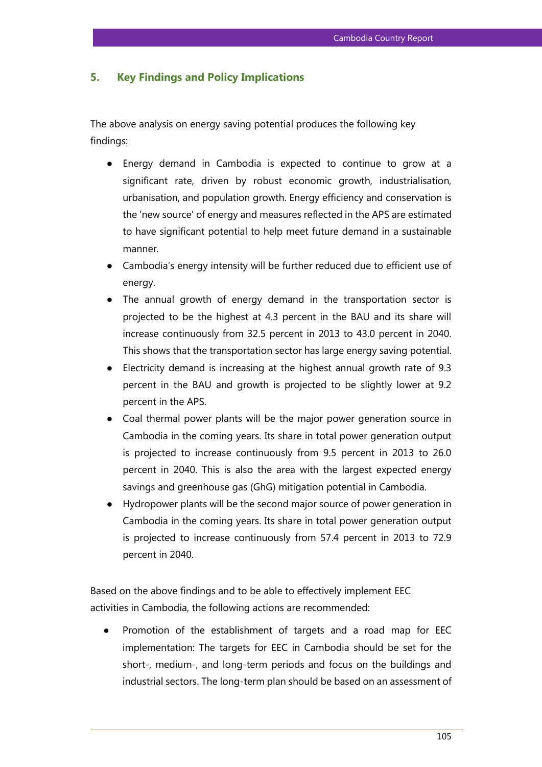## 5. Key Findings and Policy Implications

The above analysis on energy saving potential produces the following key findings:

- Energy demand in Cambodia is expected to continue to grow at a significant rate, driven by robust economic growth, industrialisation, urbanisation, and population growth. Energy efficiency and conservation is the 'new source' of energy and measures reflected in the APS are estimated to have significant potential to help meet future demand in a sustainable manner.
- Cambodia's energy intensity will be further reduced due to efficient use of energy.
- The annual growth of energy demand in the transportation sector is projected to be the highest at 4.3 percent in the BAU and its share will increase continuously from 32.5 percent in 2013 to 43.0 percent in 2040. This shows that the transportation sector has large energy saving potential.
- Electricity demand is increasing at the highest annual growth rate of 9.3 percent in the BAU and growth is projected to be slightly lower at 9.2 percent in the APS.
- Coal thermal power plants will be the major power generation source in Cambodia in the coming years. Its share in total power generation output is projected to increase continuously from 9.5 percent in 2013 to 26.0 percent in 2040. This is also the area with the largest expected energy savings and greenhouse gas (GhG) mitigation potential in Cambodia.
- Hydropower plants will be the second major source of power generation in Cambodia in the coming years. Its share in total power generation output is projected to increase continuously from 57.4 percent in 2013 to 72.9 percent in 2040.

Based on the above findings and to be able to effectively implement EEC activities in Cambodia, the following actions are recommended:

- Promotion of the establishment of targets and a road map for EEC implementation: The targets for EEC in Cambodia should be set for the short-, medium-, and long-term periods and focus on the buildings and industrial sectors. The long-term plan should be based on an assessment of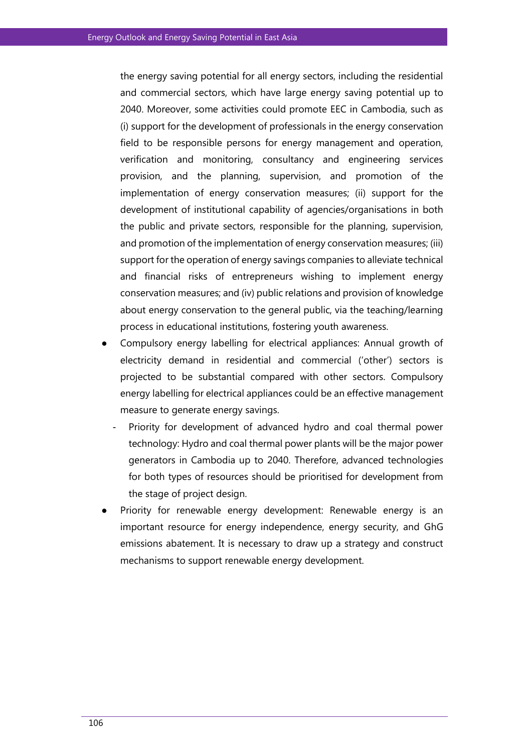the energy saving potential for all energy sectors, including the residential and commercial sectors, which have large energy saving potential up to 2040. Moreover, some activities could promote EEC in Cambodia, such as (i) support for the development of professionals in the energy conservation field to be responsible persons for energy management and operation, verification and monitoring, consultancy and engineering services provision, and the planning, supervision, and promotion of the implementation of energy conservation measures; (ii) support for the development of institutional capability of agencies/organisations in both the public and private sectors, responsible for the planning, supervision, and promotion of the implementation of energy conservation measures; (iii) support for the operation of energy savings companies to alleviate technical and financial risks of entrepreneurs wishing to implement energy conservation measures; and (iv) public relations and provision of knowledge about energy conservation to the general public, via the teaching/learning process in educational institutions, fostering youth awareness.

- Compulsory energy labelling for electrical appliances: Annual growth of electricity demand in residential and commercial ('other') sectors is projected to be substantial compared with other sectors. Compulsory energy labelling for electrical appliances could be an effective management measure to generate energy savings.
  - Priority for development of advanced hydro and coal thermal power technology: Hydro and coal thermal power plants will be the major power generators in Cambodia up to 2040. Therefore, advanced technologies for both types of resources should be prioritised for development from the stage of project design.
- Priority for renewable energy development: Renewable energy is an important resource for energy independence, energy security, and GhG emissions abatement. It is necessary to draw up a strategy and construct mechanisms to support renewable energy development.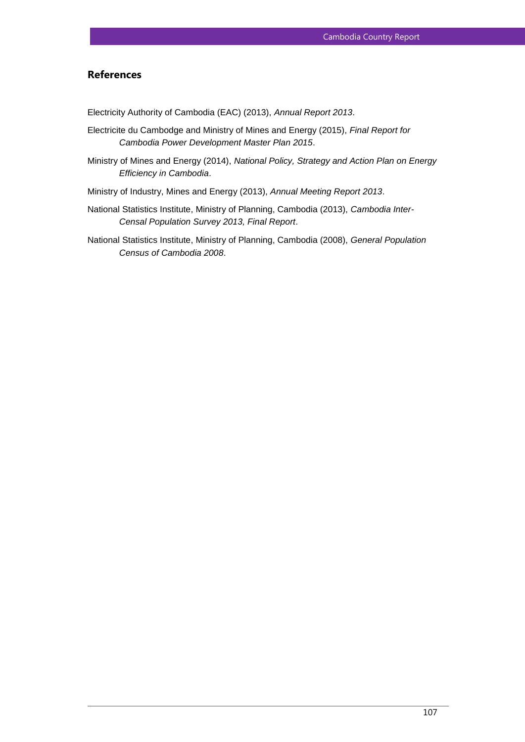## References

Electricity Authority of Cambodia (EAC) (2013), *Annual Report 2013*.

Electricite du Cambodge and Ministry of Mines and Energy (2015), *Final Report for Cambodia Power Development Master Plan 2015*.

Ministry of Mines and Energy (2014), *National Policy, Strategy and Action Plan on Energy Efficiency in Cambodia*.

Ministry of Industry, Mines and Energy (2013), *Annual Meeting Report 2013*.

National Statistics Institute, Ministry of Planning, Cambodia (2013), *Cambodia Inter-Censal Population Survey 2013, Final Report*.

National Statistics Institute, Ministry of Planning, Cambodia (2008), *General Population Census of Cambodia 2008*.